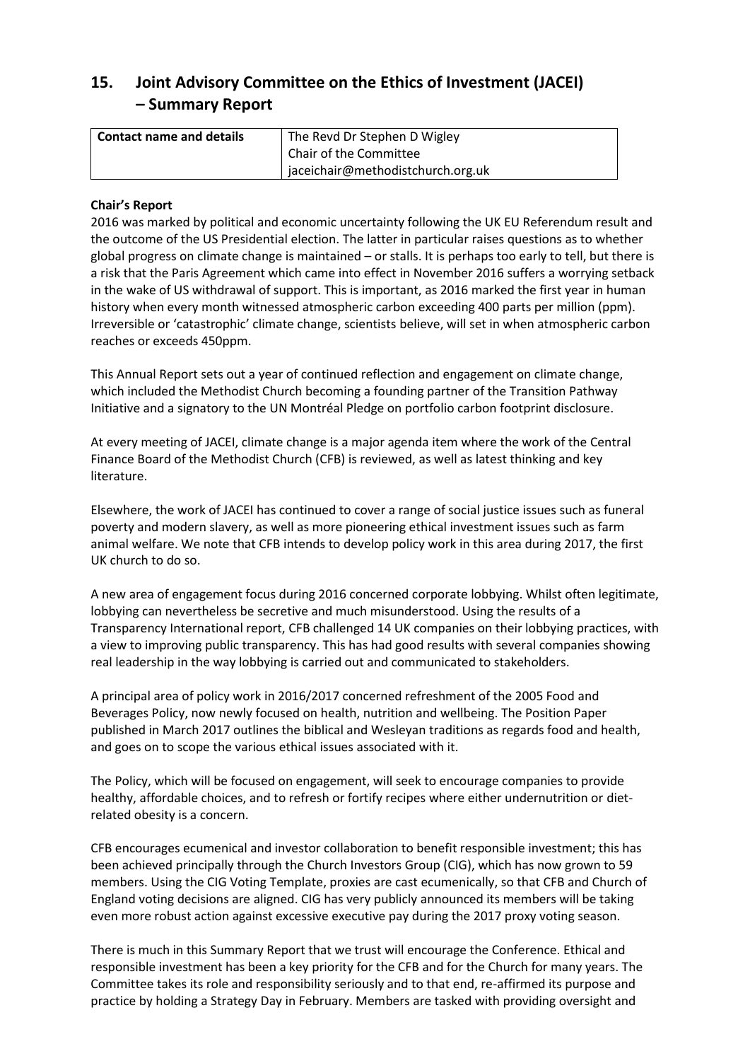## 15. Joint Advisory Committee on the Ethics of Investment (JACEI) – Summary Report

| Contact name and details | The Revd Dr Stephen D Wigley<br>Chair of the Committee<br>jaceichair@methodistchurch.org.uk |
|---|---|

**Chair's Report**

2016 was marked by political and economic uncertainty following the UK EU Referendum result and the outcome of the US Presidential election. The latter in particular raises questions as to whether global progress on climate change is maintained – or stalls. It is perhaps too early to tell, but there is a risk that the Paris Agreement which came into effect in November 2016 suffers a worrying setback in the wake of US withdrawal of support. This is important, as 2016 marked the first year in human history when every month witnessed atmospheric carbon exceeding 400 parts per million (ppm). Irreversible or 'catastrophic' climate change, scientists believe, will set in when atmospheric carbon reaches or exceeds 450ppm.

This Annual Report sets out a year of continued reflection and engagement on climate change, which included the Methodist Church becoming a founding partner of the Transition Pathway Initiative and a signatory to the UN Montréal Pledge on portfolio carbon footprint disclosure.

At every meeting of JACEI, climate change is a major agenda item where the work of the Central Finance Board of the Methodist Church (CFB) is reviewed, as well as latest thinking and key literature.

Elsewhere, the work of JACEI has continued to cover a range of social justice issues such as funeral poverty and modern slavery, as well as more pioneering ethical investment issues such as farm animal welfare. We note that CFB intends to develop policy work in this area during 2017, the first UK church to do so.

A new area of engagement focus during 2016 concerned corporate lobbying. Whilst often legitimate, lobbying can nevertheless be secretive and much misunderstood. Using the results of a Transparency International report, CFB challenged 14 UK companies on their lobbying practices, with a view to improving public transparency. This has had good results with several companies showing real leadership in the way lobbying is carried out and communicated to stakeholders.

A principal area of policy work in 2016/2017 concerned refreshment of the 2005 Food and Beverages Policy, now newly focused on health, nutrition and wellbeing. The Position Paper published in March 2017 outlines the biblical and Wesleyan traditions as regards food and health, and goes on to scope the various ethical issues associated with it.

The Policy, which will be focused on engagement, will seek to encourage companies to provide healthy, affordable choices, and to refresh or fortify recipes where either undernutrition or diet-related obesity is a concern.

CFB encourages ecumenical and investor collaboration to benefit responsible investment; this has been achieved principally through the Church Investors Group (CIG), which has now grown to 59 members. Using the CIG Voting Template, proxies are cast ecumenically, so that CFB and Church of England voting decisions are aligned. CIG has very publicly announced its members will be taking even more robust action against excessive executive pay during the 2017 proxy voting season.

There is much in this Summary Report that we trust will encourage the Conference. Ethical and responsible investment has been a key priority for the CFB and for the Church for many years. The Committee takes its role and responsibility seriously and to that end, re-affirmed its purpose and practice by holding a Strategy Day in February. Members are tasked with providing oversight and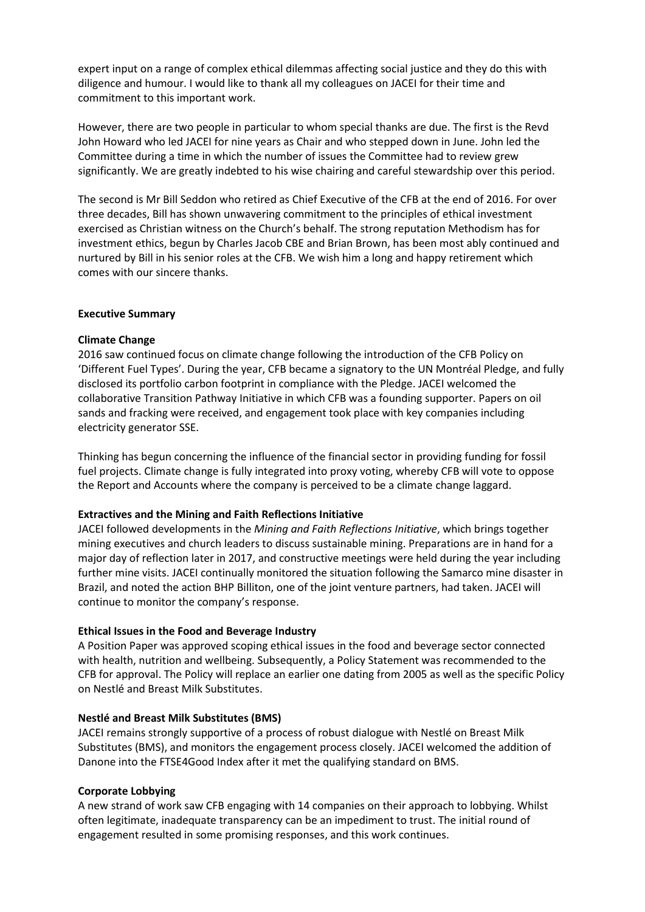expert input on a range of complex ethical dilemmas affecting social justice and they do this with diligence and humour. I would like to thank all my colleagues on JACEI for their time and commitment to this important work.

However, there are two people in particular to whom special thanks are due. The first is the Revd John Howard who led JACEI for nine years as Chair and who stepped down in June. John led the Committee during a time in which the number of issues the Committee had to review grew significantly. We are greatly indebted to his wise chairing and careful stewardship over this period.

The second is Mr Bill Seddon who retired as Chief Executive of the CFB at the end of 2016. For over three decades, Bill has shown unwavering commitment to the principles of ethical investment exercised as Christian witness on the Church's behalf. The strong reputation Methodism has for investment ethics, begun by Charles Jacob CBE and Brian Brown, has been most ably continued and nurtured by Bill in his senior roles at the CFB. We wish him a long and happy retirement which comes with our sincere thanks.

## Executive Summary

### Climate Change

2016 saw continued focus on climate change following the introduction of the CFB Policy on 'Different Fuel Types'. During the year, CFB became a signatory to the UN Montréal Pledge, and fully disclosed its portfolio carbon footprint in compliance with the Pledge. JACEI welcomed the collaborative Transition Pathway Initiative in which CFB was a founding supporter. Papers on oil sands and fracking were received, and engagement took place with key companies including electricity generator SSE.

Thinking has begun concerning the influence of the financial sector in providing funding for fossil fuel projects. Climate change is fully integrated into proxy voting, whereby CFB will vote to oppose the Report and Accounts where the company is perceived to be a climate change laggard.

### Extractives and the Mining and Faith Reflections Initiative

JACEI followed developments in the *Mining and Faith Reflections Initiative*, which brings together mining executives and church leaders to discuss sustainable mining. Preparations are in hand for a major day of reflection later in 2017, and constructive meetings were held during the year including further mine visits. JACEI continually monitored the situation following the Samarco mine disaster in Brazil, and noted the action BHP Billiton, one of the joint venture partners, had taken. JACEI will continue to monitor the company's response.

### Ethical Issues in the Food and Beverage Industry

A Position Paper was approved scoping ethical issues in the food and beverage sector connected with health, nutrition and wellbeing. Subsequently, a Policy Statement was recommended to the CFB for approval. The Policy will replace an earlier one dating from 2005 as well as the specific Policy on Nestlé and Breast Milk Substitutes.

### Nestlé and Breast Milk Substitutes (BMS)

JACEI remains strongly supportive of a process of robust dialogue with Nestlé on Breast Milk Substitutes (BMS), and monitors the engagement process closely. JACEI welcomed the addition of Danone into the FTSE4Good Index after it met the qualifying standard on BMS.

### Corporate Lobbying

A new strand of work saw CFB engaging with 14 companies on their approach to lobbying. Whilst often legitimate, inadequate transparency can be an impediment to trust. The initial round of engagement resulted in some promising responses, and this work continues.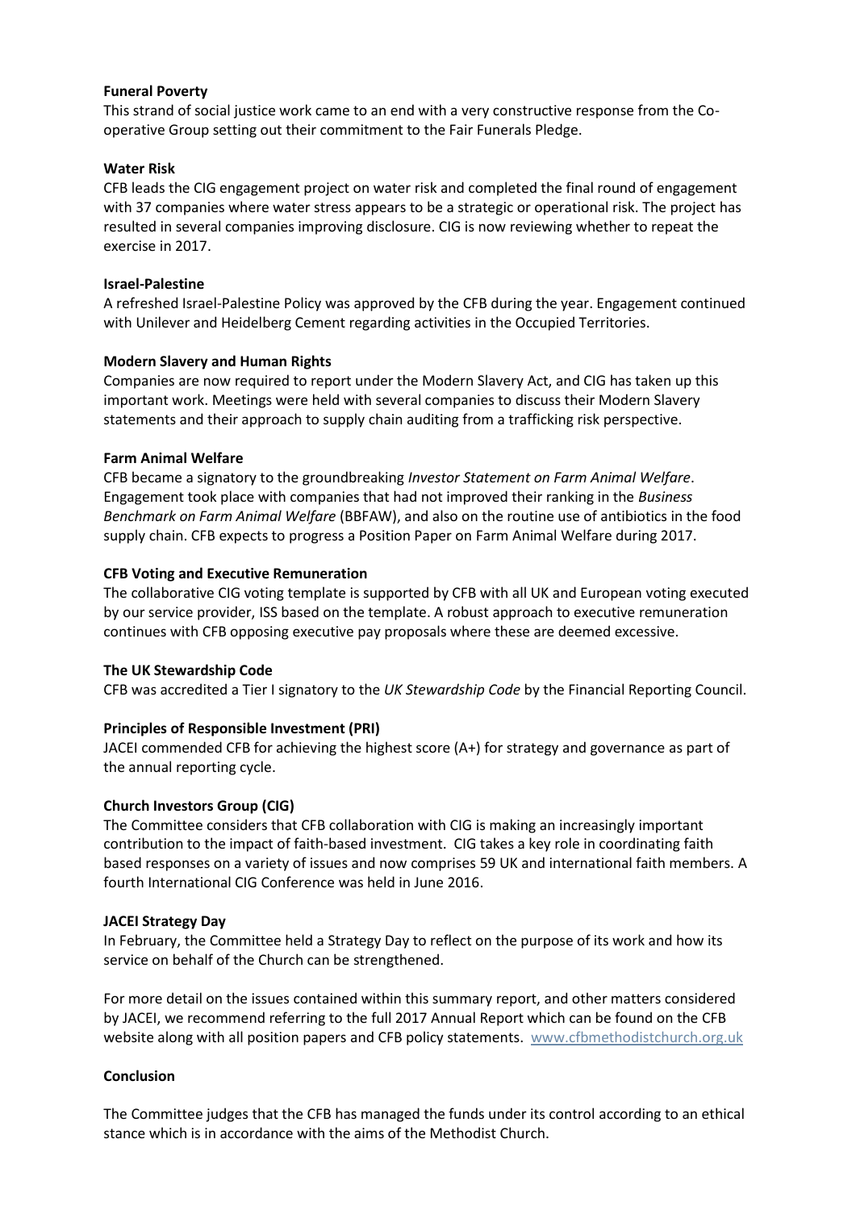**Funeral Poverty**

This strand of social justice work came to an end with a very constructive response from the Co-operative Group setting out their commitment to the Fair Funerals Pledge.

**Water Risk**

CFB leads the CIG engagement project on water risk and completed the final round of engagement with 37 companies where water stress appears to be a strategic or operational risk. The project has resulted in several companies improving disclosure. CIG is now reviewing whether to repeat the exercise in 2017.

**Israel-Palestine**

A refreshed Israel-Palestine Policy was approved by the CFB during the year. Engagement continued with Unilever and Heidelberg Cement regarding activities in the Occupied Territories.

**Modern Slavery and Human Rights**

Companies are now required to report under the Modern Slavery Act, and CIG has taken up this important work. Meetings were held with several companies to discuss their Modern Slavery statements and their approach to supply chain auditing from a trafficking risk perspective.

**Farm Animal Welfare**

CFB became a signatory to the groundbreaking *Investor Statement on Farm Animal Welfare*. Engagement took place with companies that had not improved their ranking in the *Business Benchmark on Farm Animal Welfare* (BBFAW), and also on the routine use of antibiotics in the food supply chain. CFB expects to progress a Position Paper on Farm Animal Welfare during 2017.

**CFB Voting and Executive Remuneration**

The collaborative CIG voting template is supported by CFB with all UK and European voting executed by our service provider, ISS based on the template. A robust approach to executive remuneration continues with CFB opposing executive pay proposals where these are deemed excessive.

**The UK Stewardship Code**

CFB was accredited a Tier I signatory to the *UK Stewardship Code* by the Financial Reporting Council.

**Principles of Responsible Investment (PRI)**

JACEI commended CFB for achieving the highest score (A+) for strategy and governance as part of the annual reporting cycle.

**Church Investors Group (CIG)**

The Committee considers that CFB collaboration with CIG is making an increasingly important contribution to the impact of faith-based investment. CIG takes a key role in coordinating faith based responses on a variety of issues and now comprises 59 UK and international faith members. A fourth International CIG Conference was held in June 2016.

**JACEI Strategy Day**

In February, the Committee held a Strategy Day to reflect on the purpose of its work and how its service on behalf of the Church can be strengthened.

For more detail on the issues contained within this summary report, and other matters considered by JACEI, we recommend referring to the full 2017 Annual Report which can be found on the CFB website along with all position papers and CFB policy statements. www.cfbmethodistchurch.org.uk

**Conclusion**

The Committee judges that the CFB has managed the funds under its control according to an ethical stance which is in accordance with the aims of the Methodist Church.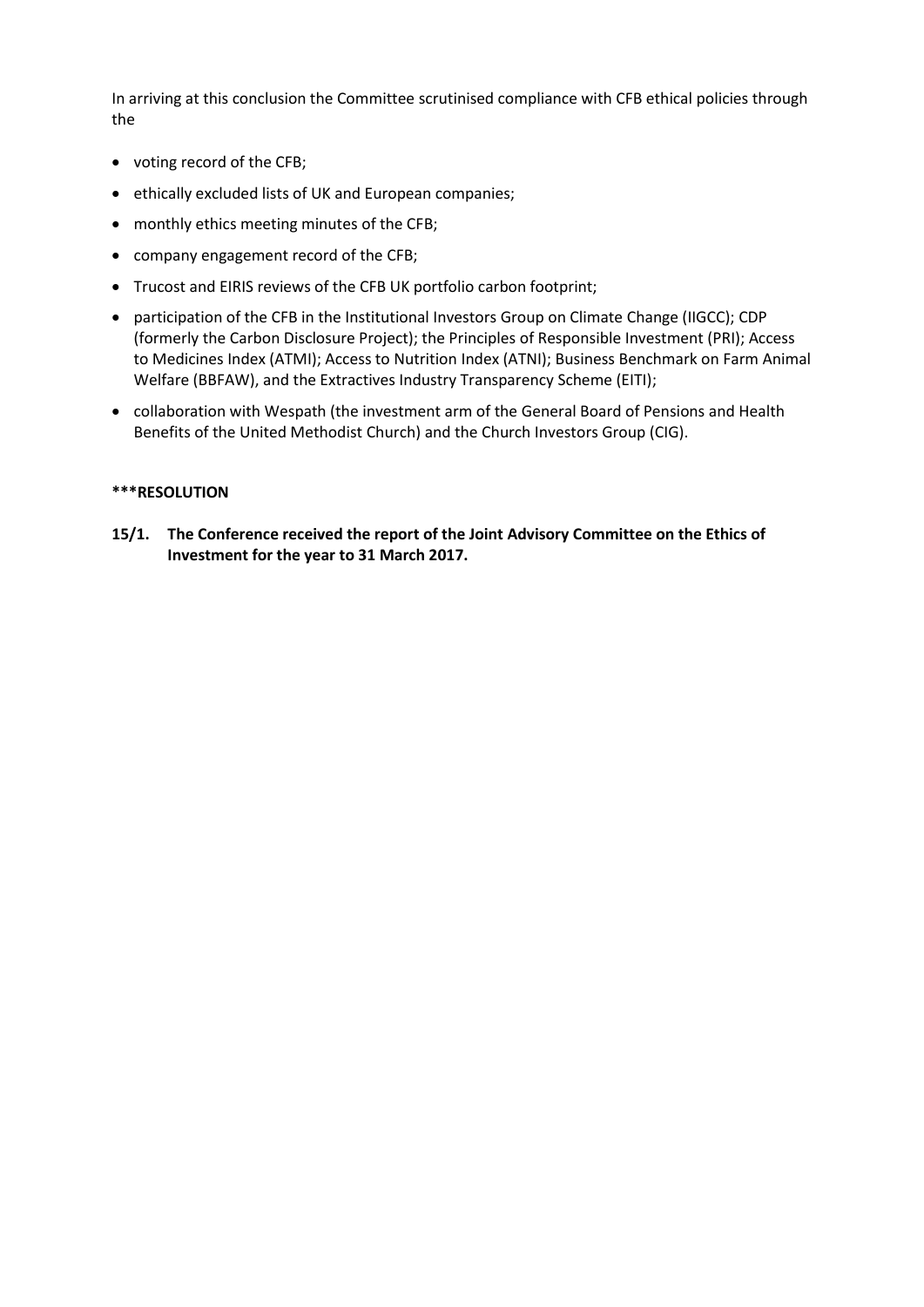In arriving at this conclusion the Committee scrutinised compliance with CFB ethical policies through the

- voting record of the CFB;
- ethically excluded lists of UK and European companies;
- monthly ethics meeting minutes of the CFB;
- company engagement record of the CFB;
- Trucost and EIRIS reviews of the CFB UK portfolio carbon footprint;
- participation of the CFB in the Institutional Investors Group on Climate Change (IIGCC); CDP (formerly the Carbon Disclosure Project); the Principles of Responsible Investment (PRI); Access to Medicines Index (ATMI); Access to Nutrition Index (ATNI); Business Benchmark on Farm Animal Welfare (BBFAW), and the Extractives Industry Transparency Scheme (EITI);
- collaboration with Wespath (the investment arm of the General Board of Pensions and Health Benefits of the United Methodist Church) and the Church Investors Group (CIG).

**\*\*\*RESOLUTION**

**15/1. The Conference received the report of the Joint Advisory Committee on the Ethics of Investment for the year to 31 March 2017.**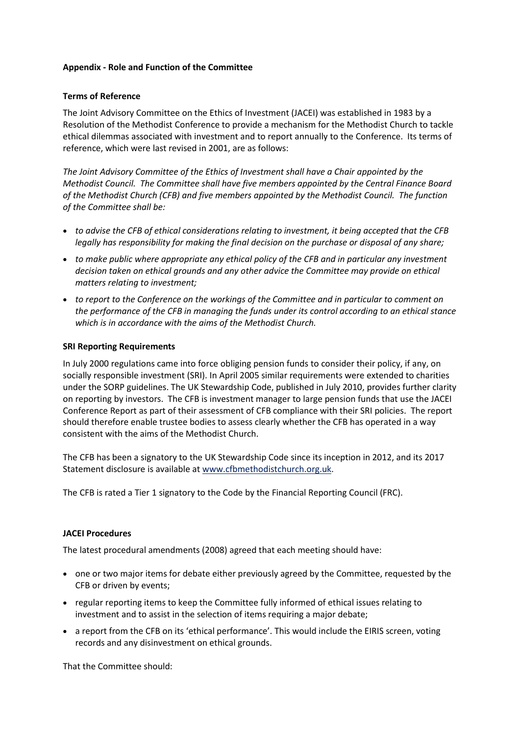**Appendix - Role and Function of the Committee**

**Terms of Reference**

The Joint Advisory Committee on the Ethics of Investment (JACEI) was established in 1983 by a Resolution of the Methodist Conference to provide a mechanism for the Methodist Church to tackle ethical dilemmas associated with investment and to report annually to the Conference. Its terms of reference, which were last revised in 2001, are as follows:

*The Joint Advisory Committee of the Ethics of Investment shall have a Chair appointed by the Methodist Council. The Committee shall have five members appointed by the Central Finance Board of the Methodist Church (CFB) and five members appointed by the Methodist Council. The function of the Committee shall be:*

- *to advise the CFB of ethical considerations relating to investment, it being accepted that the CFB legally has responsibility for making the final decision on the purchase or disposal of any share;*
- *to make public where appropriate any ethical policy of the CFB and in particular any investment decision taken on ethical grounds and any other advice the Committee may provide on ethical matters relating to investment;*
- *to report to the Conference on the workings of the Committee and in particular to comment on the performance of the CFB in managing the funds under its control according to an ethical stance which is in accordance with the aims of the Methodist Church.*

**SRI Reporting Requirements**

In July 2000 regulations came into force obliging pension funds to consider their policy, if any, on socially responsible investment (SRI). In April 2005 similar requirements were extended to charities under the SORP guidelines. The UK Stewardship Code, published in July 2010, provides further clarity on reporting by investors. The CFB is investment manager to large pension funds that use the JACEI Conference Report as part of their assessment of CFB compliance with their SRI policies. The report should therefore enable trustee bodies to assess clearly whether the CFB has operated in a way consistent with the aims of the Methodist Church.

The CFB has been a signatory to the UK Stewardship Code since its inception in 2012, and its 2017 Statement disclosure is available at www.cfbmethodistchurch.org.uk.

The CFB is rated a Tier 1 signatory to the Code by the Financial Reporting Council (FRC).

**JACEI Procedures**

The latest procedural amendments (2008) agreed that each meeting should have:

- one or two major items for debate either previously agreed by the Committee, requested by the CFB or driven by events;
- regular reporting items to keep the Committee fully informed of ethical issues relating to investment and to assist in the selection of items requiring a major debate;
- a report from the CFB on its 'ethical performance'. This would include the EIRIS screen, voting records and any disinvestment on ethical grounds.

That the Committee should: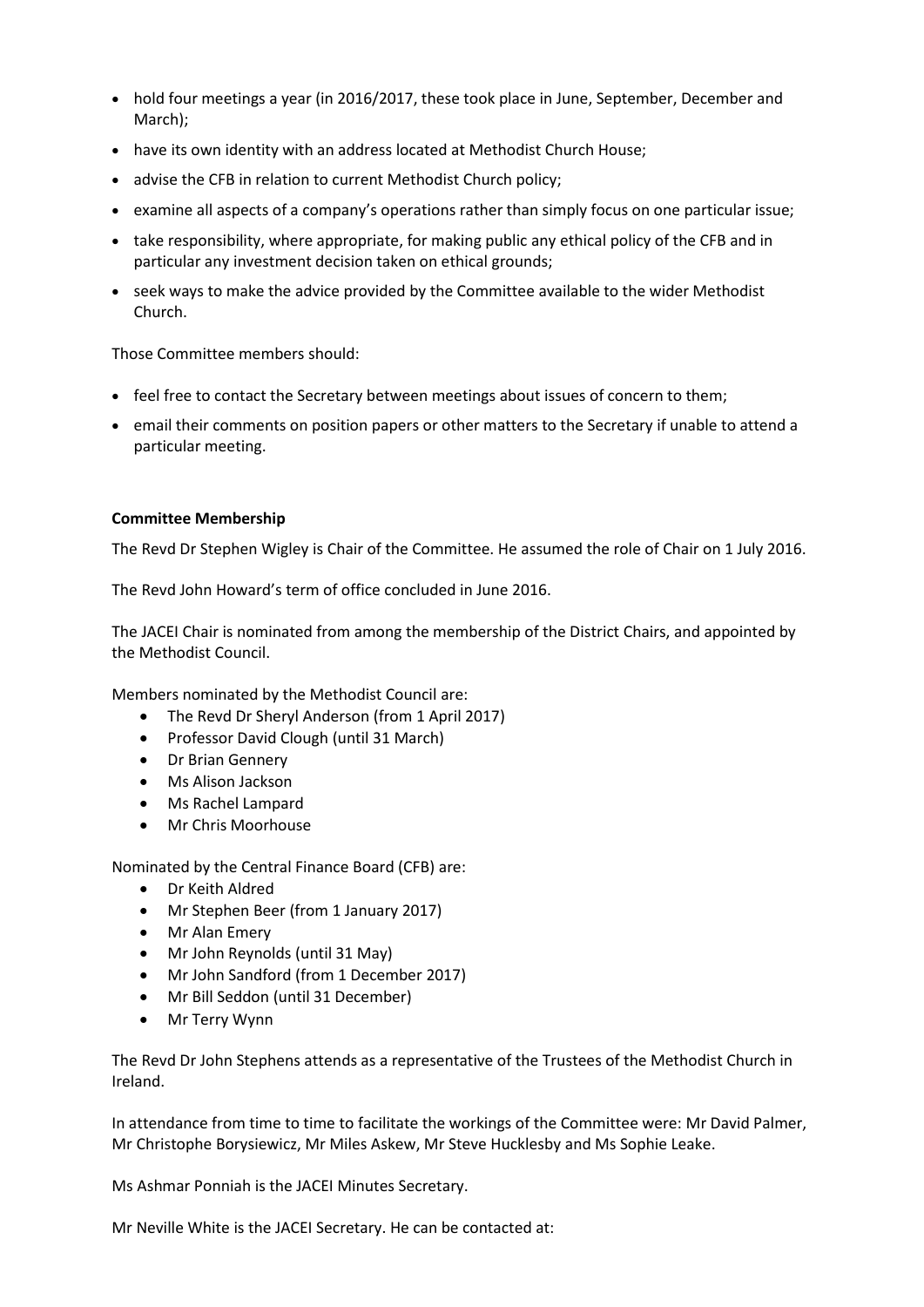- hold four meetings a year (in 2016/2017, these took place in June, September, December and March);
- have its own identity with an address located at Methodist Church House;
- advise the CFB in relation to current Methodist Church policy;
- examine all aspects of a company's operations rather than simply focus on one particular issue;
- take responsibility, where appropriate, for making public any ethical policy of the CFB and in particular any investment decision taken on ethical grounds;
- seek ways to make the advice provided by the Committee available to the wider Methodist Church.

Those Committee members should:

- feel free to contact the Secretary between meetings about issues of concern to them;
- email their comments on position papers or other matters to the Secretary if unable to attend a particular meeting.

**Committee Membership**

The Revd Dr Stephen Wigley is Chair of the Committee. He assumed the role of Chair on 1 July 2016.

The Revd John Howard's term of office concluded in June 2016.

The JACEI Chair is nominated from among the membership of the District Chairs, and appointed by the Methodist Council.

Members nominated by the Methodist Council are:

- The Revd Dr Sheryl Anderson (from 1 April 2017)
- Professor David Clough (until 31 March)
- Dr Brian Gennery
- Ms Alison Jackson
- Ms Rachel Lampard
- Mr Chris Moorhouse

Nominated by the Central Finance Board (CFB) are:

- Dr Keith Aldred
- Mr Stephen Beer (from 1 January 2017)
- Mr Alan Emery
- Mr John Reynolds (until 31 May)
- Mr John Sandford (from 1 December 2017)
- Mr Bill Seddon (until 31 December)
- Mr Terry Wynn

The Revd Dr John Stephens attends as a representative of the Trustees of the Methodist Church in Ireland.

In attendance from time to time to facilitate the workings of the Committee were: Mr David Palmer, Mr Christophe Borysiewicz, Mr Miles Askew, Mr Steve Hucklesby and Ms Sophie Leake.

Ms Ashmar Ponniah is the JACEI Minutes Secretary.

Mr Neville White is the JACEI Secretary. He can be contacted at: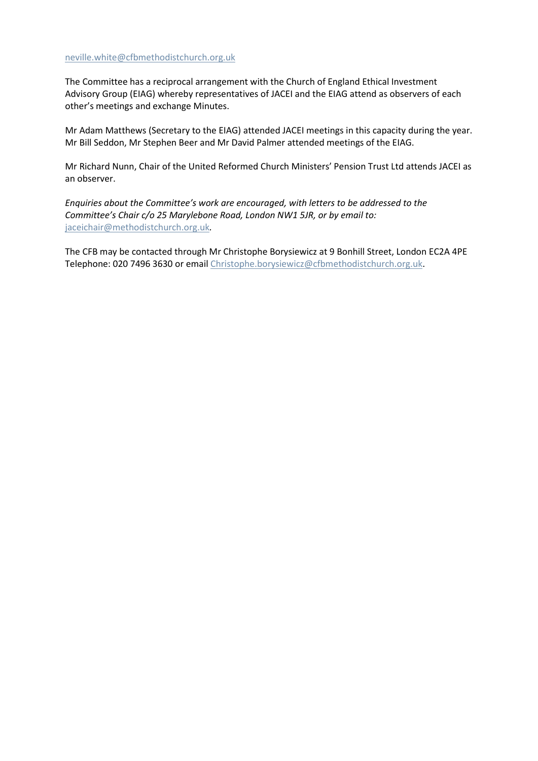neville.white@cfbmethodistchurch.org.uk

The Committee has a reciprocal arrangement with the Church of England Ethical Investment Advisory Group (EIAG) whereby representatives of JACEI and the EIAG attend as observers of each other's meetings and exchange Minutes.

Mr Adam Matthews (Secretary to the EIAG) attended JACEI meetings in this capacity during the year. Mr Bill Seddon, Mr Stephen Beer and Mr David Palmer attended meetings of the EIAG.

Mr Richard Nunn, Chair of the United Reformed Church Ministers' Pension Trust Ltd attends JACEI as an observer.

*Enquiries about the Committee's work are encouraged, with letters to be addressed to the Committee's Chair c/o 25 Marylebone Road, London NW1 5JR, or by email to:* jaceichair@methodistchurch.org.uk*.*

The CFB may be contacted through Mr Christophe Borysiewicz at 9 Bonhill Street, London EC2A 4PE Telephone: 020 7496 3630 or email Christophe.borysiewicz@cfbmethodistchurch.org.uk.